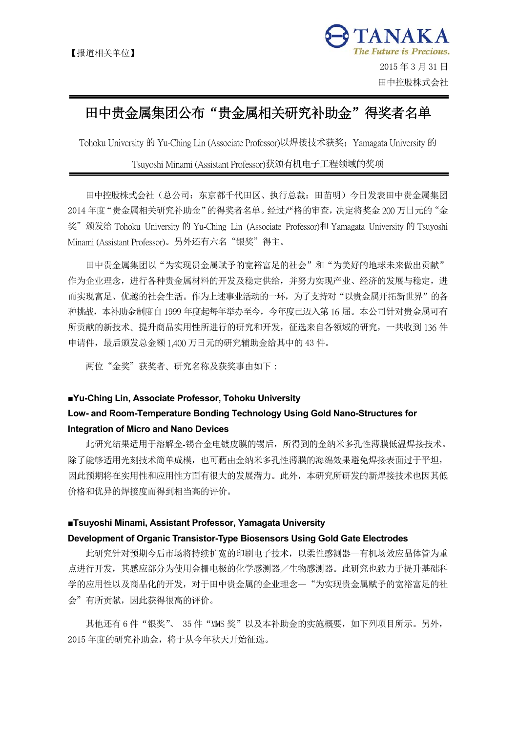【报道相关单位】

TANAKA
The Future is Precious.

2015 年 3 月 31 日
田中控股株式会社

# 田中贵金属集团公布“贵金属相关研究补助金”得奖者名单

Tohoku University 的 Yu-Ching Lin (Associate Professor)以焊接技术获奖；Yamagata University 的 Tsuyoshi Minami (Assistant Professor)获颁有机电子工程领域的奖项

田中控股株式会社（总公司：东京都千代田区、执行总裁：田苗明）今日发表田中贵金属集团 2014 年度“贵金属相关研究补助金”的得奖者名单。经过严格的审查，决定将奖金 200 万日元的“金奖”颁发给 Tohoku University 的 Yu-Ching Lin (Associate Professor)和 Yamagata University 的 Tsuyoshi Minami (Assistant Professor)。另外还有六名“银奖”得主。

田中贵金属集团以“为实现贵金属赋予的宽裕富足的社会”和“为美好的地球未来做出贡献”作为企业理念，进行各种贵金属材料的开发及稳定供给，并努力实现产业、经济的发展与稳定，进而实现富足、优越的社会生活。作为上述事业活动的一环，为了支持对“以贵金属开拓新世界”的各种挑战，本补助金制度自 1999 年度起每年举办至今，今年度已迈入第 16 届。本公司针对贵金属可有所贡献的新技术、提升商品实用性所进行的研究和开发，征选来自各领域的研究，一共收到 136 件申请件，最后颁发总金额 1,400 万日元的研究辅助金给其中的 43 件。

两位“金奖”获奖者、研究名称及获奖事由如下：

**■Yu-Ching Lin, Associate Professor, Tohoku University**
**Low- and Room-Temperature Bonding Technology Using Gold Nano-Structures for Integration of Micro and Nano Devices**

此研究结果适用于溶解金-锡合金电镀皮膜的锡后，所得到的金纳米多孔性薄膜低温焊接技术。除了能够适用光刻技术简单成模，也可藉由金纳米多孔性薄膜的海绵效果避免焊接表面过于平坦，因此预期将在实用性和应用性方面有很大的发展潜力。此外，本研究所研发的新焊接技术也因其低价格和优异的焊接度而得到相当高的评价。

**■Tsuyoshi Minami, Assistant Professor, Yamagata University**
**Development of Organic Transistor-Type Biosensors Using Gold Gate Electrodes**

此研究针对预期今后市场将持续扩宽的印刷电子技术，以柔性感测器—有机场效应晶体管为重点进行开发，其感应部分为使用金栅电极的化学感测器／生物感测器。此研究也致力于提升基础科学的应用性以及商品化的开发，对于田中贵金属的企业理念—“为实现贵金属赋予的宽裕富足的社会”有所贡献，因此获得很高的评价。

其他还有 6 件“银奖”、 35 件“MMS 奖”以及本补助金的实施概要，如下列项目所示。另外，2015 年度的研究补助金，将于从今年秋天开始征选。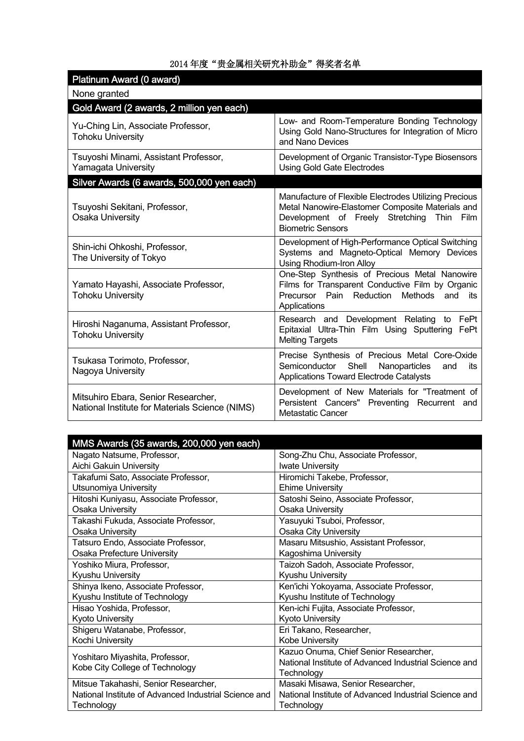2014年度“贵金属相关研究补助金”得奖者名单

| Platinum Award (0 award) | |
|---|---|
| None granted | |
| **Gold Award (2 awards, 2 million yen each)** | |
| Yu-Ching Lin, Associate Professor, Tohoku University | Low- and Room-Temperature Bonding Technology Using Gold Nano-Structures for Integration of Micro and Nano Devices |
| Tsuyoshi Minami, Assistant Professor, Yamagata University | Development of Organic Transistor-Type Biosensors Using Gold Gate Electrodes |
| **Silver Awards (6 awards, 500,000 yen each)** | |
| Tsuyoshi Sekitani, Professor, Osaka University | Manufacture of Flexible Electrodes Utilizing Precious Metal Nanowire-Elastomer Composite Materials and Development of Freely Stretching Thin Film Biometric Sensors |
| Shin-ichi Ohkoshi, Professor, The University of Tokyo | Development of High-Performance Optical Switching Systems and Magneto-Optical Memory Devices Using Rhodium-Iron Alloy |
| Yamato Hayashi, Associate Professor, Tohoku University | One-Step Synthesis of Precious Metal Nanowire Films for Transparent Conductive Film by Organic Precursor Pain Reduction Methods and its Applications |
| Hiroshi Naganuma, Assistant Professor, Tohoku University | Research and Development Relating to FePt Epitaxial Ultra-Thin Film Using Sputtering FePt Melting Targets |
| Tsukasa Torimoto, Professor, Nagoya University | Precise Synthesis of Precious Metal Core-Oxide Semiconductor Shell Nanoparticles and its Applications Toward Electrode Catalysts |
| Mitsuhiro Ebara, Senior Researcher, National Institute for Materials Science (NIMS) | Development of New Materials for "Treatment of Persistent Cancers" Preventing Recurrent and Metastatic Cancer |

| MMS Awards (35 awards, 200,000 yen each) | |
|---|---|
| Nagato Natsume, Professor, Aichi Gakuin University | Song-Zhu Chu, Associate Professor, Iwate University |
| Takafumi Sato, Associate Professor, Utsunomiya University | Hiromichi Takebe, Professor, Ehime University |
| Hitoshi Kuniyasu, Associate Professor, Osaka University | Satoshi Seino, Associate Professor, Osaka University |
| Takashi Fukuda, Associate Professor, Osaka University | Yasuyuki Tsuboi, Professor, Osaka City University |
| Tatsuro Endo, Associate Professor, Osaka Prefecture University | Masaru Mitsushio, Assistant Professor, Kagoshima University |
| Yoshiko Miura, Professor, Kyushu University | Taizoh Sadoh, Associate Professor, Kyushu University |
| Shinya Ikeno, Associate Professor, Kyushu Institute of Technology | Ken'ichi Yokoyama, Associate Professor, Kyushu Institute of Technology |
| Hisao Yoshida, Professor, Kyoto University | Ken-ichi Fujita, Associate Professor, Kyoto University |
| Shigeru Watanabe, Professor, Kochi University | Eri Takano, Researcher, Kobe University |
| Yoshitaro Miyashita, Professor, Kobe City College of Technology | Kazuo Onuma, Chief Senior Researcher, National Institute of Advanced Industrial Science and Technology |
| Mitsue Takahashi, Senior Researcher, National Institute of Advanced Industrial Science and Technology | Masaki Misawa, Senior Researcher, National Institute of Advanced Industrial Science and Technology |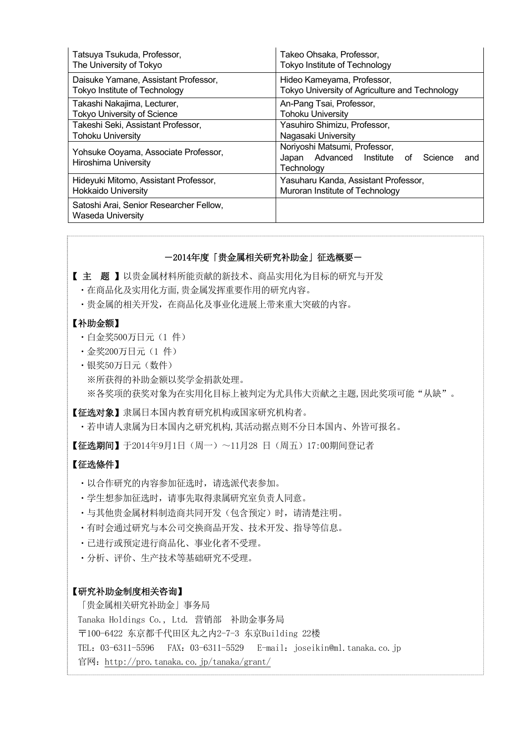| | |
|---|---|
| Tatsuya Tsukuda, Professor, The University of Tokyo | Takeo Ohsaka, Professor, Tokyo Institute of Technology |
| Daisuke Yamane, Assistant Professor, Tokyo Institute of Technology | Hideo Kameyama, Professor, Tokyo University of Agriculture and Technology |
| Takashi Nakajima, Lecturer, Tokyo University of Science | An-Pang Tsai, Professor, Tohoku University |
| Takeshi Seki, Assistant Professor, Tohoku University | Yasuhiro Shimizu, Professor, Nagasaki University |
| Yohsuke Ooyama, Associate Professor, Hiroshima University | Noriyoshi Matsumi, Professor, Japan Advanced Institute of Science and Technology |
| Hideyuki Mitomo, Assistant Professor, Hokkaido University | Yasuharu Kanda, Assistant Professor, Muroran Institute of Technology |
| Satoshi Arai, Senior Researcher Fellow, Waseda University | |

－2014年度「贵金属相关研究补助金」征选概要－

**【 主　题 】**以贵金属材料所能贡献的新技术、商品实用化为目标的研究与开发

・在商品化及实用化方面,贵金属发挥重要作用的研究内容。

・贵金属的相关开发，在商品化及事业化进展上带来重大突破的内容。

**【补助金额】**

・白金奖500万日元（1 件）

・金奖200万日元（1 件）

・银奖50万日元（数件）

※所获得的补助金额以奖学金捐款处理。

※各奖项的获奖对象为在实用化目标上被判定为尤具伟大贡献之主题,因此奖项可能“从缺”。

**【征选对象】**隶属日本国内教育研究机构或国家研究机构者。

・若申请人隶属为日本国内之研究机构,其活动据点则不分日本国内、外皆可报名。

**【征选期间】**于2014年9月1日（周一）～11月28 日（周五）17:00期间登记者

**【征选條件】**

・以合作研究的内容参加征选时，请选派代表参加。

・学生想参加征选时，请事先取得隶属研究室负责人同意。

・与其他贵金属材料制造商共同开发（包含预定）时，请清楚注明。

・有时会通过研究与本公司交换商品开发、技术开发、指导等信息。

・已进行或预定进行商品化、事业化者不受理。

・分析、评价、生产技术等基础研究不受理。

**【研究补助金制度相关咨询】**

「贵金属相关研究补助金」事务局

Tanaka Holdings Co., Ltd. 营销部　补助金事务局

〒100-6422 东京都千代田区丸之内2-7-3 东京Building 22楼

TEL：03-6311-5596　FAX：03-6311-5529　E-mail：joseikin@ml.tanaka.co.jp

官网：http://pro.tanaka.co.jp/tanaka/grant/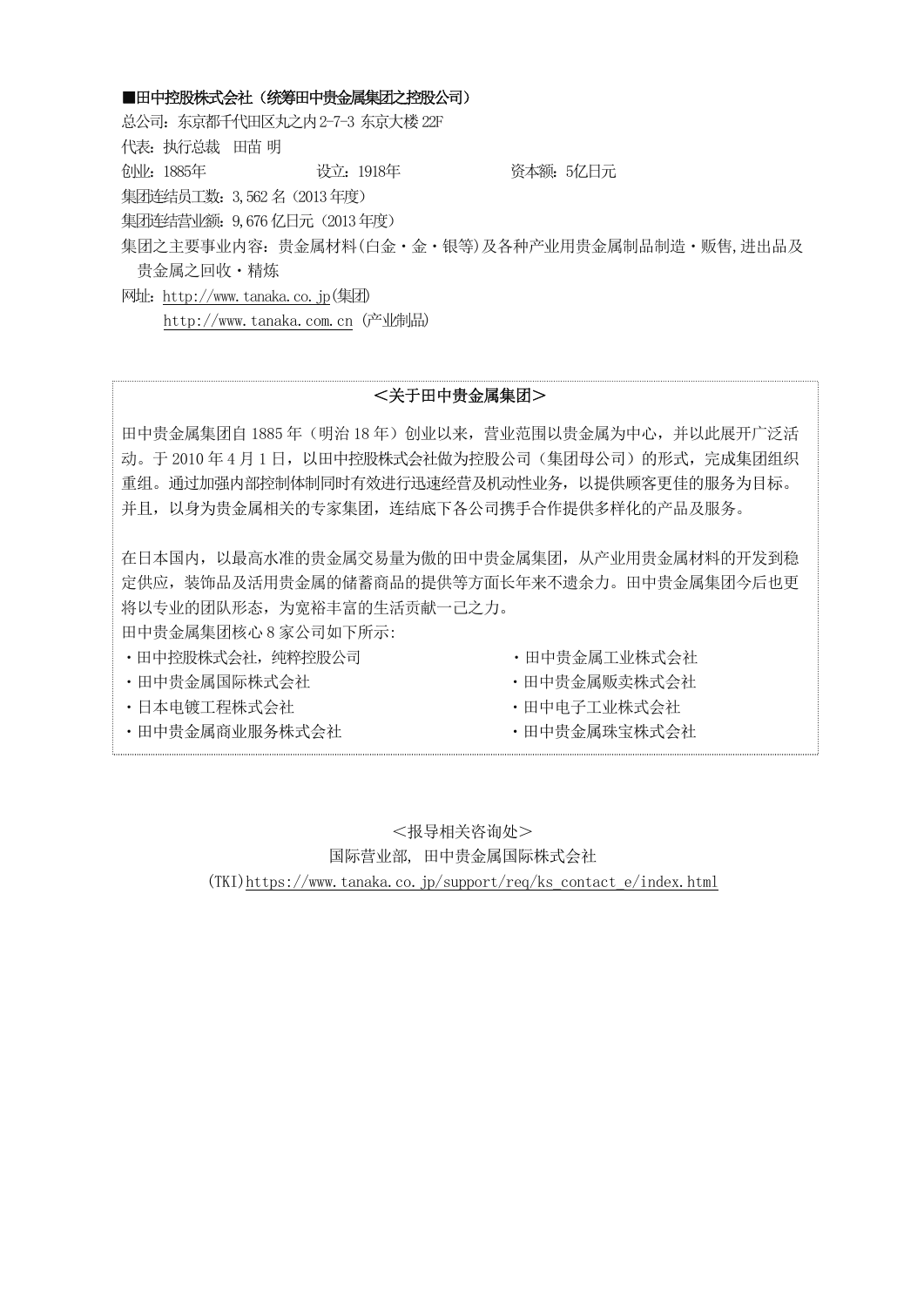**■田中控股株式会社（统筹田中贵金属集团之控股公司）**

总公司：东京都千代田区丸之内 2-7-3 东京大楼 22F

代表：执行总裁　田苗 明

创业：1885年　　　　设立：1918年　　　　资本额：5亿日元

集团连结员工数：3,562 名（2013 年度）

集团连结营业额：9,676 亿日元（2013 年度）

集团之主要事业内容：贵金属材料(白金・金・银等)及各种产业用贵金属制品制造・贩售,进出品及贵金属之回收・精炼

网址：http://www.tanaka.co.jp(集团)

http://www.tanaka.com.cn (产业制品)

＜关于田中贵金属集团＞

田中贵金属集团自 1885 年（明治 18 年）创业以来，营业范围以贵金属为中心，并以此展开广泛活动。于 2010 年 4 月 1 日，以田中控股株式会社做为控股公司（集团母公司）的形式，完成集团组织重组。通过加强内部控制体制同时有效进行迅速经营及机动性业务，以提供顾客更佳的服务为目标。并且，以身为贵金属相关的专家集团，连结底下各公司携手合作提供多样化的产品及服务。

在日本国内，以最高水准的贵金属交易量为傲的田中贵金属集团，从产业用贵金属材料的开发到稳定供应，装饰品及活用贵金属的储蓄商品的提供等方面长年来不遗余力。田中贵金属集团今后也更将以专业的团队形态，为宽裕丰富的生活贡献一己之力。

田中贵金属集团核心 8 家公司如下所示:

- ・田中控股株式会社，纯粹控股公司
- ・田中贵金属工业株式会社
- ・田中贵金属国际株式会社
- ・田中贵金属贩卖株式会社
- ・日本电镀工程株式会社
- ・田中电子工业株式会社
- ・田中贵金属商业服务株式会社
- ・田中贵金属珠宝株式会社

＜报导相关咨询处＞

国际营业部, 田中贵金属国际株式会社

(TKI)https://www.tanaka.co.jp/support/req/ks_contact_e/index.html